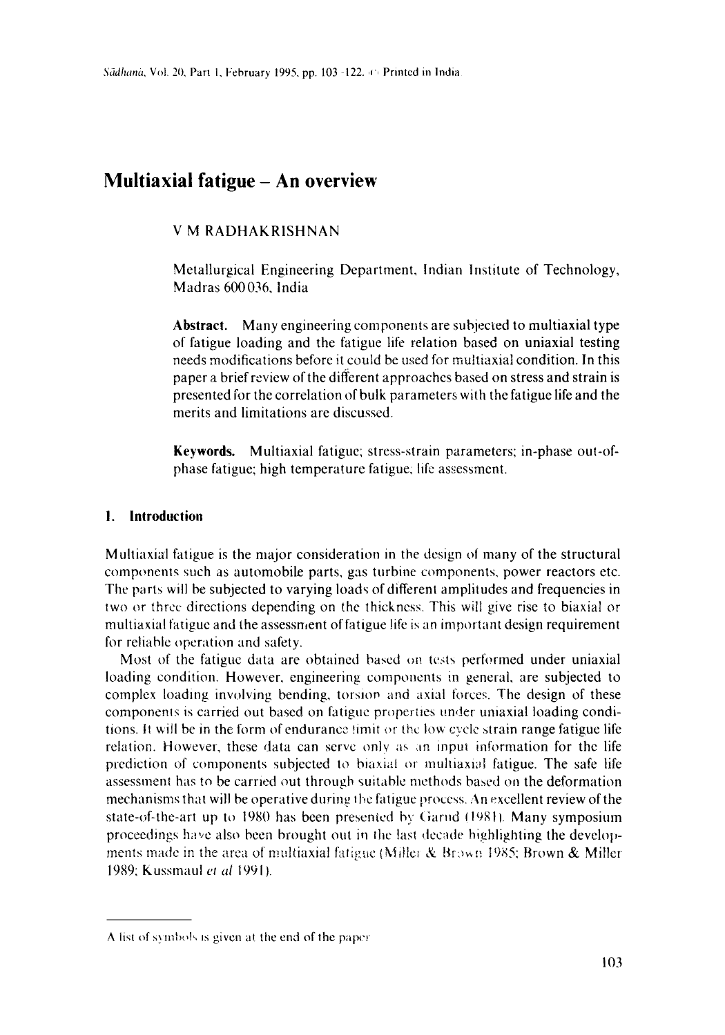# Multiaxial fatigue – An overview

V M RADHAKRISHNAN

Metallurgical Engineering Department, Indian Institute of Technology, Madras 600 036, India

**Abstract.** Many engineering components are subjected to multiaxial type of fatigue loading and the fatigue life relation based on uniaxial testing needs modifications before it could be used for multiaxial condition. In this paper a brief review of the different approaches based on stress and strain is presented for the correlation of bulk parameters with the fatigue life and the merits and limitations are discussed.

**Keywords.** Multiaxial fatigue; stress-strain parameters; in-phase out-of-phase fatigue; high temperature fatigue, life assessment.

## 1. Introduction

Multiaxial fatigue is the major consideration in the design of many of the structural components such as automobile parts, gas turbine components, power reactors etc. The parts will be subjected to varying loads of different amplitudes and frequencies in two or three directions depending on the thickness. This will give rise to biaxial or multiaxial fatigue and the assessment of fatigue life is an important design requirement for reliable operation and safety.

Most of the fatigue data are obtained based on tests performed under uniaxial loading condition. However, engineering components in general, are subjected to complex loading involving bending, torsion and axial forces. The design of these components is carried out based on fatigue properties under uniaxial loading conditions. It will be in the form of endurance limit or the low cycle strain range fatigue life relation. However, these data can serve only as an input information for the life prediction of components subjected to biaxial or multiaxial fatigue. The safe life assessment has to be carried out through suitable methods based on the deformation mechanisms that will be operative during the fatigue process. An excellent review of the state-of-the-art up to 1980 has been presented by Garud (1981). Many symposium proceedings have also been brought out in the last decade highlighting the developments made in the area of multiaxial fatigue (Miller & Brown 1985; Brown & Miller 1989; Kussmaul *et al* 1991).

---

A list of symbols is given at the end of the paper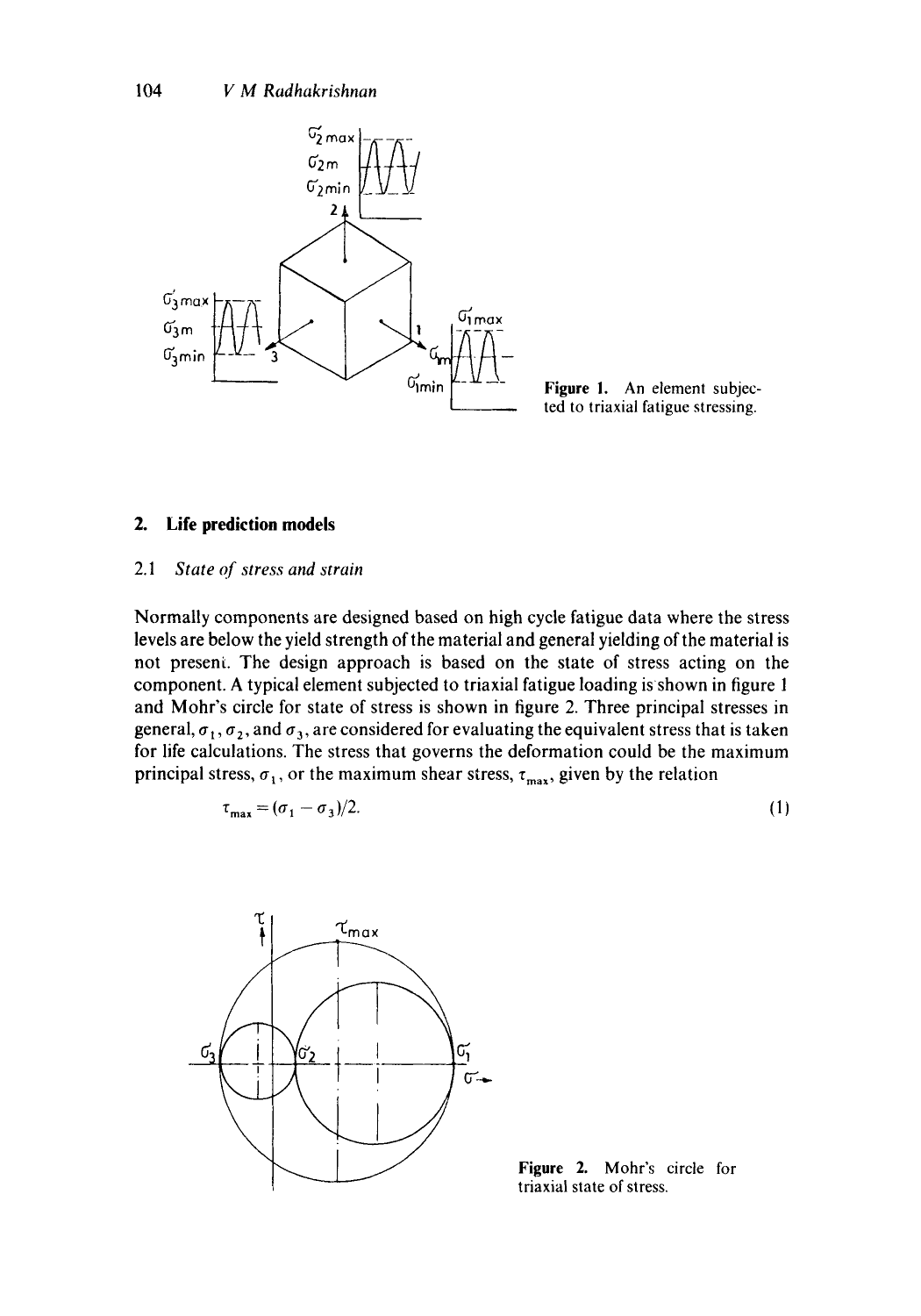Figure 1. An element subjected to triaxial fatigue stressing.

## 2. Life prediction models

### 2.1 *State of stress and strain*

Normally components are designed based on high cycle fatigue data where the stress levels are below the yield strength of the material and general yielding of the material is not present. The design approach is based on the state of stress acting on the component. A typical element subjected to triaxial fatigue loading is shown in figure 1 and Mohr's circle for state of stress is shown in figure 2. Three principal stresses in general, $\sigma_1$, $\sigma_2$, and $\sigma_3$, are considered for evaluating the equivalent stress that is taken for life calculations. The stress that governs the deformation could be the maximum principal stress, $\sigma_1$, or the maximum shear stress, $\tau_{max}$, given by the relation

$$\tau_{max} = (\sigma_1 - \sigma_3)/2. \tag{1}$$

Figure 2. Mohr's circle for triaxial state of stress.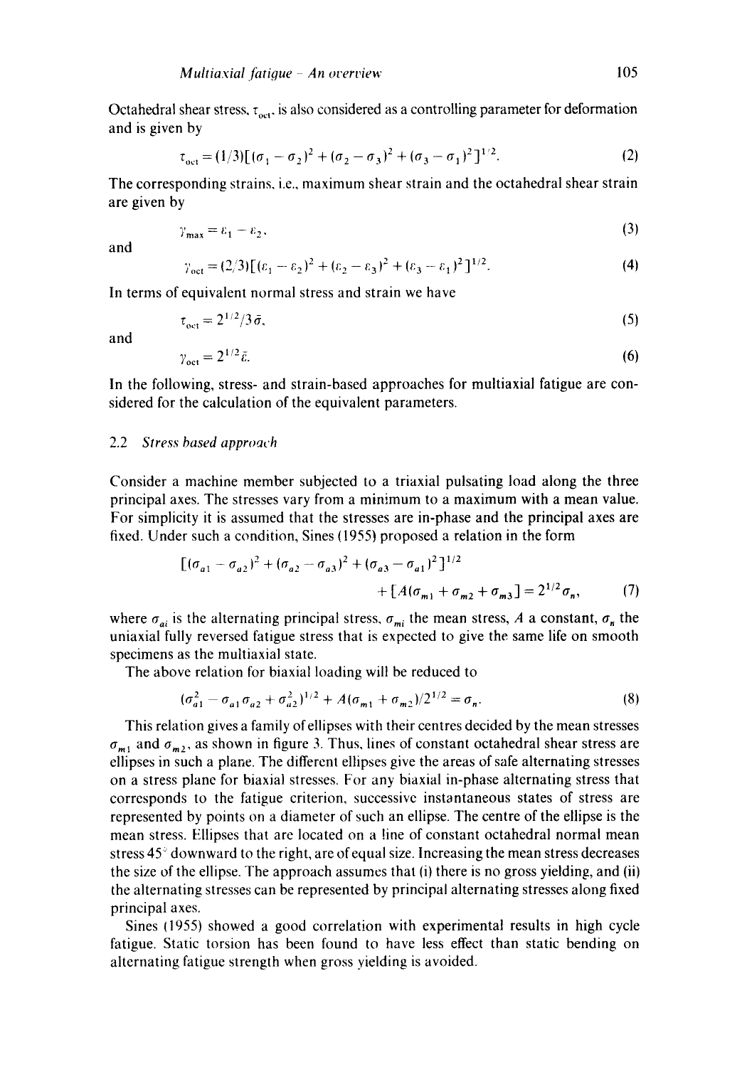Octahedral shear stress, $\tau_{oct}$, is also considered as a controlling parameter for deformation and is given by

$$\tau_{oct} = (1/3)[(\sigma_1 - \sigma_2)^2 + (\sigma_2 - \sigma_3)^2 + (\sigma_3 - \sigma_1)^2]^{1/2}. \tag{2}$$

The corresponding strains, i.e., maximum shear strain and the octahedral shear strain are given by

$$\gamma_{max} = \varepsilon_1 - \varepsilon_2, \tag{3}$$

and

$$\gamma_{oct} = (2/3)[(\varepsilon_1 - \varepsilon_2)^2 + (\varepsilon_2 - \varepsilon_3)^2 + (\varepsilon_3 - \varepsilon_1)^2]^{1/2}. \tag{4}$$

In terms of equivalent normal stress and strain we have

$$\tau_{oct} = 2^{1/2}/3\bar{\sigma}, \tag{5}$$

and

$$\gamma_{oct} = 2^{1/2}\bar{\varepsilon}. \tag{6}$$

In the following, stress- and strain-based approaches for multiaxial fatigue are considered for the calculation of the equivalent parameters.

### 2.2 *Stress based approach*

Consider a machine member subjected to a triaxial pulsating load along the three principal axes. The stresses vary from a minimum to a maximum with a mean value. For simplicity it is assumed that the stresses are in-phase and the principal axes are fixed. Under such a condition, Sines (1955) proposed a relation in the form

$$[(\sigma_{a1} - \sigma_{a2})^2 + (\sigma_{a2} - \sigma_{a3})^2 + (\sigma_{a3} - \sigma_{a1})^2]^{1/2} + [A(\sigma_{m1} + \sigma_{m2} + \sigma_{m3}] = 2^{1/2}\sigma_n, \tag{7}$$

where $\sigma_{ai}$ is the alternating principal stress, $\sigma_{mi}$ the mean stress, $A$ a constant, $\sigma_n$ the uniaxial fully reversed fatigue stress that is expected to give the same life on smooth specimens as the multiaxial state.

The above relation for biaxial loading will be reduced to

$$(\sigma_{a1}^2 - \sigma_{a1}\sigma_{a2} + \sigma_{a2}^2)^{1/2} + A(\sigma_{m1} + \sigma_{m2})/2^{1/2} = \sigma_n. \tag{8}$$

This relation gives a family of ellipses with their centres decided by the mean stresses $\sigma_{m1}$ and $\sigma_{m2}$, as shown in figure 3. Thus, lines of constant octahedral shear stress are ellipses in such a plane. The different ellipses give the areas of safe alternating stresses on a stress plane for biaxial stresses. For any biaxial in-phase alternating stress that corresponds to the fatigue criterion, successive instantaneous states of stress are represented by points on a diameter of such an ellipse. The centre of the ellipse is the mean stress. Ellipses that are located on a line of constant octahedral normal mean stress 45° downward to the right, are of equal size. Increasing the mean stress decreases the size of the ellipse. The approach assumes that (i) there is no gross yielding, and (ii) the alternating stresses can be represented by principal alternating stresses along fixed principal axes.

Sines (1955) showed a good correlation with experimental results in high cycle fatigue. Static torsion has been found to have less effect than static bending on alternating fatigue strength when gross yielding is avoided.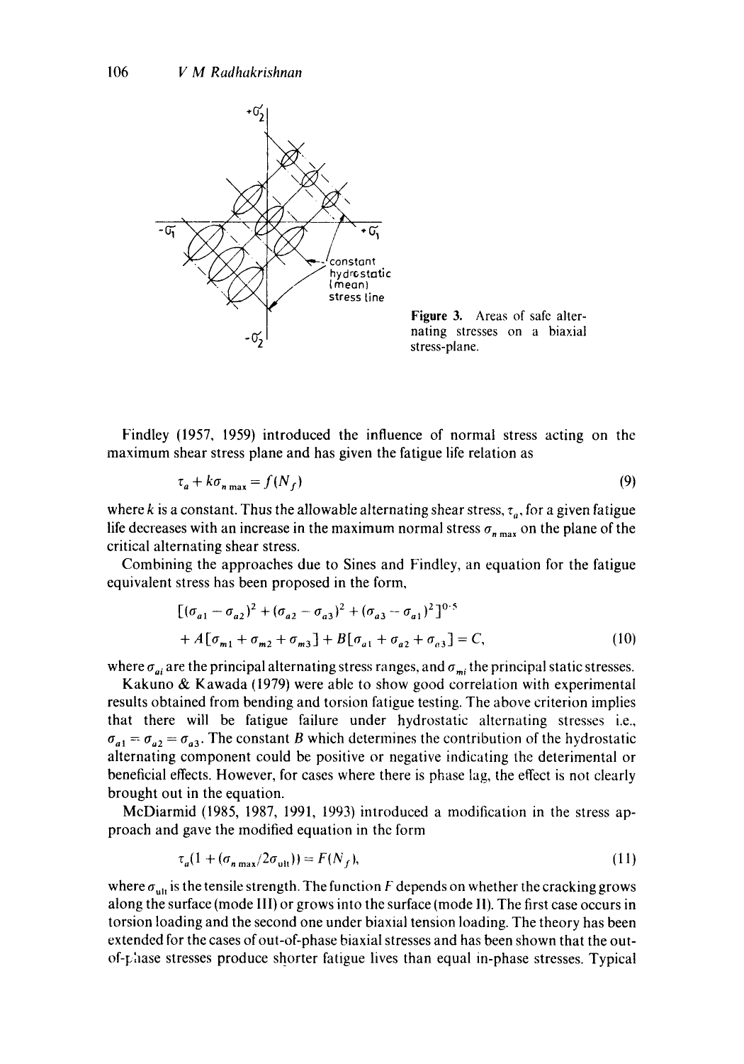Figure 3. Areas of safe alternating stresses on a biaxial stress-plane.

Findley (1957, 1959) introduced the influence of normal stress acting on the maximum shear stress plane and has given the fatigue life relation as

$$\tau_a + k\sigma_{n\,\max} = f(N_f) \tag{9}$$

where $k$ is a constant. Thus the allowable alternating shear stress, $\tau_a$, for a given fatigue life decreases with an increase in the maximum normal stress $\sigma_{n\,\max}$ on the plane of the critical alternating shear stress.

Combining the approaches due to Sines and Findley, an equation for the fatigue equivalent stress has been proposed in the form,

$$[(\sigma_{a1} - \sigma_{a2})^2 + (\sigma_{a2} - \sigma_{a3})^2 + (\sigma_{a3} - \sigma_{a1})^2]^{0.5} + A[\sigma_{m1} + \sigma_{m2} + \sigma_{m3}] + B[\sigma_{a1} + \sigma_{a2} + \sigma_{a3}] = C, \tag{10}$$

where $\sigma_{ai}$ are the principal alternating stress ranges, and $\sigma_{mi}$ the principal static stresses.

Kakuno & Kawada (1979) were able to show good correlation with experimental results obtained from bending and torsion fatigue testing. The above criterion implies that there will be fatigue failure under hydrostatic alternating stresses i.e., $\sigma_{a1} = \sigma_{a2} = \sigma_{a3}$. The constant $B$ which determines the contribution of the hydrostatic alternating component could be positive or negative indicating the deterimental or beneficial effects. However, for cases where there is phase lag, the effect is not clearly brought out in the equation.

McDiarmid (1985, 1987, 1991, 1993) introduced a modification in the stress approach and gave the modified equation in the form

$$\tau_a(1 + (\sigma_{n\,\max}/2\sigma_{\text{ult}})) = F(N_f), \tag{11}$$

where $\sigma_{\text{ult}}$ is the tensile strength. The function $F$ depends on whether the cracking grows along the surface (mode III) or grows into the surface (mode II). The first case occurs in torsion loading and the second one under biaxial tension loading. The theory has been extended for the cases of out-of-phase biaxial stresses and has been shown that the out-of-phase stresses produce shorter fatigue lives than equal in-phase stresses. Typical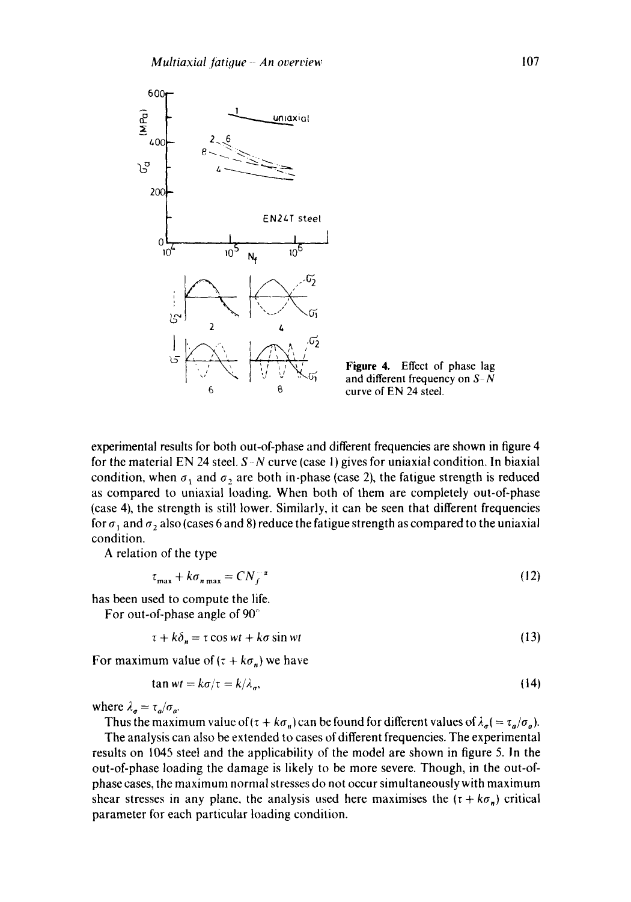Figure 4. Effect of phase lag and different frequency on $S$–$N$ curve of EN 24 steel.

experimental results for both out-of-phase and different frequencies are shown in figure 4 for the material EN 24 steel. $S$–$N$ curve (case 1) gives for uniaxial condition. In biaxial condition, when $\sigma_1$ and $\sigma_2$ are both in-phase (case 2), the fatigue strength is reduced as compared to uniaxial loading. When both of them are completely out-of-phase (case 4), the strength is still lower. Similarly, it can be seen that different frequencies for $\sigma_1$ and $\sigma_2$ also (cases 6 and 8) reduce the fatigue strength as compared to the uniaxial condition.

A relation of the type

$$\tau_{\max} + k\sigma_{n\,\max} = CN_f^{-\alpha} \tag{12}$$

has been used to compute the life.

For out-of-phase angle of 90°

$$\tau + k\delta_n = \tau \cos wt + k\sigma \sin wt \tag{13}$$

For maximum value of $(\tau + k\sigma_n)$ we have

$$\tan wt = k\sigma/\tau = k/\lambda_\sigma, \tag{14}$$

where $\lambda_\sigma = \tau_a/\sigma_a$.

Thus the maximum value of $(\tau + k\sigma_n)$ can be found for different values of $\lambda_\sigma (= \tau_a/\sigma_a)$.

The analysis can also be extended to cases of different frequencies. The experimental results on 1045 steel and the applicability of the model are shown in figure 5. In the out-of-phase loading the damage is likely to be more severe. Though, in the out-of-phase cases, the maximum normal stresses do not occur simultaneously with maximum shear stresses in any plane, the analysis used here maximises the $(\tau + k\sigma_n)$ critical parameter for each particular loading condition.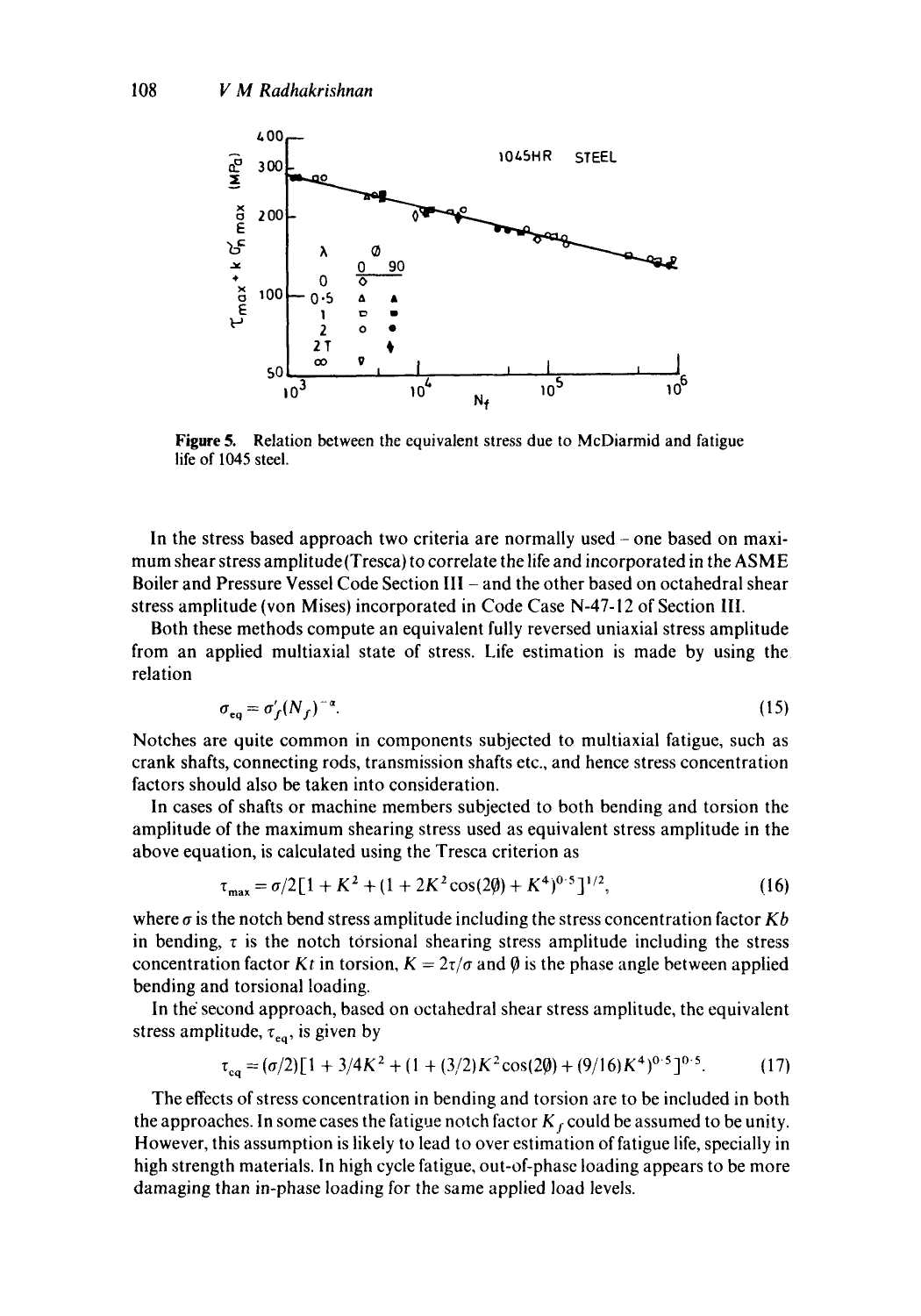**Figure 5.** Relation between the equivalent stress due to McDiarmid and fatigue life of 1045 steel.

In the stress based approach two criteria are normally used – one based on maximum shear stress amplitude (Tresca) to correlate the life and incorporated in the ASME Boiler and Pressure Vessel Code Section III – and the other based on octahedral shear stress amplitude (von Mises) incorporated in Code Case N-47-12 of Section III.

Both these methods compute an equivalent fully reversed uniaxial stress amplitude from an applied multiaxial state of stress. Life estimation is made by using the relation

$$\sigma_{eq} = \sigma'_f (N_f)^{-\alpha}. \tag{15}$$

Notches are quite common in components subjected to multiaxial fatigue, such as crank shafts, connecting rods, transmission shafts etc., and hence stress concentration factors should also be taken into consideration.

In cases of shafts or machine members subjected to both bending and torsion the amplitude of the maximum shearing stress used as equivalent stress amplitude in the above equation, is calculated using the Tresca criterion as

$$\tau_{max} = \sigma/2[1 + K^2 + (1 + 2K^2 \cos(2\phi) + K^4)^{0.5}]^{1/2}, \tag{16}$$

where $\sigma$ is the notch bend stress amplitude including the stress concentration factor $Kb$ in bending, $\tau$ is the notch torsional shearing stress amplitude including the stress concentration factor $Kt$ in torsion, $K = 2\tau/\sigma$ and $\phi$ is the phase angle between applied bending and torsional loading.

In the second approach, based on octahedral shear stress amplitude, the equivalent stress amplitude, $\tau_{eq}$, is given by

$$\tau_{eq} = (\sigma/2)[1 + 3/4K^2 + (1 + (3/2)K^2 \cos(2\phi) + (9/16)K^4)^{0.5}]^{0.5}. \tag{17}$$

The effects of stress concentration in bending and torsion are to be included in both the approaches. In some cases the fatigue notch factor $K_f$ could be assumed to be unity. However, this assumption is likely to lead to over estimation of fatigue life, specially in high strength materials. In high cycle fatigue, out-of-phase loading appears to be more damaging than in-phase loading for the same applied load levels.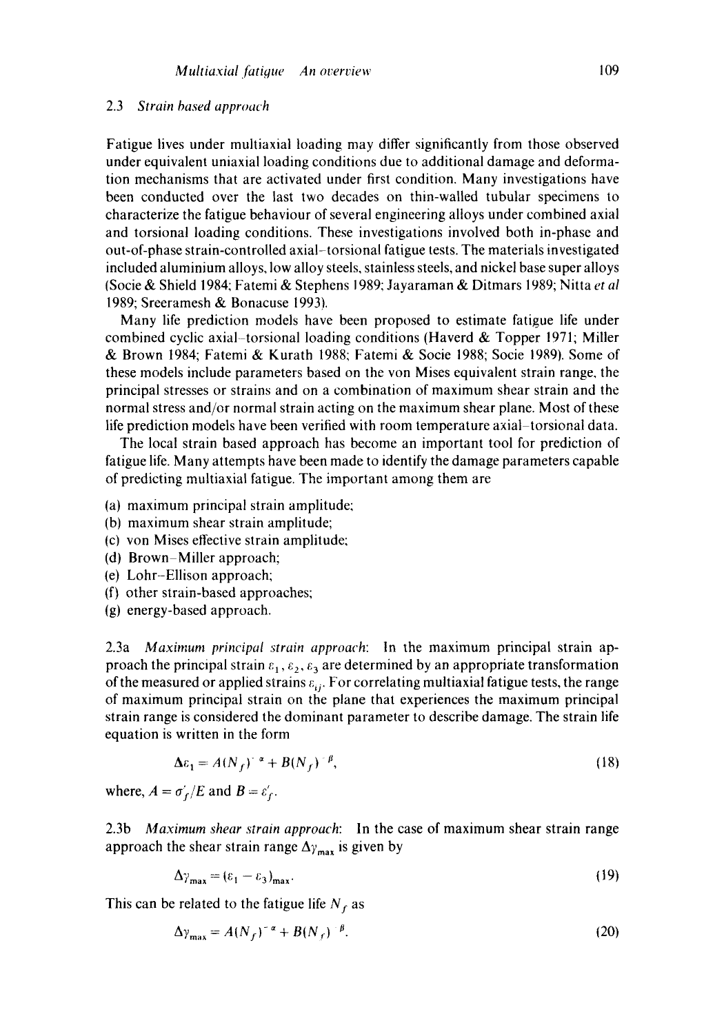### 2.3 *Strain based approach*

Fatigue lives under multiaxial loading may differ significantly from those observed under equivalent uniaxial loading conditions due to additional damage and deformation mechanisms that are activated under first condition. Many investigations have been conducted over the last two decades on thin-walled tubular specimens to characterize the fatigue behaviour of several engineering alloys under combined axial and torsional loading conditions. These investigations involved both in-phase and out-of-phase strain-controlled axial–torsional fatigue tests. The materials investigated included aluminium alloys, low alloy steels, stainless steels, and nickel base super alloys (Socie & Shield 1984; Fatemi & Stephens 1989; Jayaraman & Ditmars 1989; Nitta *et al* 1989; Sreeramesh & Bonacuse 1993).

Many life prediction models have been proposed to estimate fatigue life under combined cyclic axial–torsional loading conditions (Haverd & Topper 1971; Miller & Brown 1984; Fatemi & Kurath 1988; Fatemi & Socie 1988; Socie 1989). Some of these models include parameters based on the von Mises equivalent strain range, the principal stresses or strains and on a combination of maximum shear strain and the normal stress and/or normal strain acting on the maximum shear plane. Most of these life prediction models have been verified with room temperature axial–torsional data.

The local strain based approach has become an important tool for prediction of fatigue life. Many attempts have been made to identify the damage parameters capable of predicting multiaxial fatigue. The important among them are

(a) maximum principal strain amplitude;
(b) maximum shear strain amplitude;
(c) von Mises effective strain amplitude;
(d) Brown–Miller approach;
(e) Lohr–Ellison approach;
(f) other strain-based approaches;
(g) energy-based approach.

2.3a *Maximum principal strain approach*: In the maximum principal strain approach the principal strain $\varepsilon_1, \varepsilon_2, \varepsilon_3$ are determined by an appropriate transformation of the measured or applied strains $\varepsilon_{ij}$. For correlating multiaxial fatigue tests, the range of maximum principal strain on the plane that experiences the maximum principal strain range is considered the dominant parameter to describe damage. The strain life equation is written in the form

$$\Delta\varepsilon_1 = A(N_f)^{-\alpha} + B(N_f)^{-\beta}, \tag{18}$$

where, $A = \sigma_f'/E$ and $B = \varepsilon_f'$.

2.3b *Maximum shear strain approach*: In the case of maximum shear strain range approach the shear strain range $\Delta\gamma_{\max}$ is given by

$$\Delta\gamma_{\max} = (\varepsilon_1 - \varepsilon_3)_{\max}. \tag{19}$$

This can be related to the fatigue life $N_f$ as

$$\Delta\gamma_{\max} = A(N_f)^{-\alpha} + B(N_f)^{-\beta}. \tag{20}$$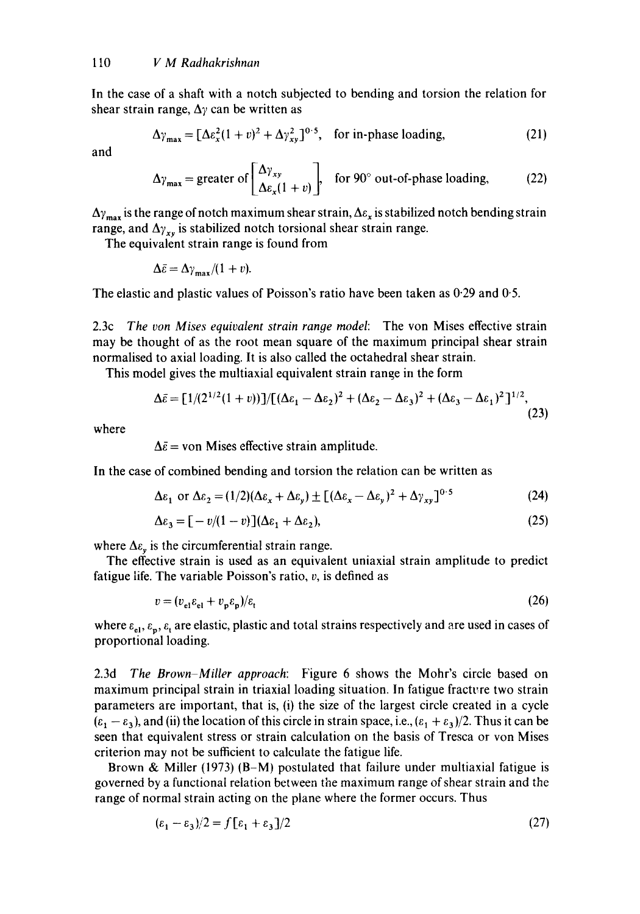In the case of a shaft with a notch subjected to bending and torsion the relation for shear strain range, $\Delta\gamma$ can be written as

$$\Delta\gamma_{max} = [\Delta\varepsilon_x^2(1+v)^2 + \Delta\gamma_{xy}^2]^{0.5}, \quad \text{for in-phase loading,} \tag{21}$$

and

$$\Delta\gamma_{max} = \text{greater of} \begin{bmatrix} \Delta\gamma_{xy} \\ \Delta\varepsilon_x(1+v) \end{bmatrix}, \quad \text{for 90° out-of-phase loading,} \tag{22}$$

$\Delta\gamma_{max}$ is the range of notch maximum shear strain, $\Delta\varepsilon_x$ is stabilized notch bending strain range, and $\Delta\gamma_{xy}$ is stabilized notch torsional shear strain range.

The equivalent strain range is found from

$$\Delta\bar{\varepsilon} = \Delta\gamma_{max}/(1+v).$$

The elastic and plastic values of Poisson's ratio have been taken as 0·29 and 0·5.

2.3c *The von Mises equivalent strain range model*: The von Mises effective strain may be thought of as the root mean square of the maximum principal shear strain normalised to axial loading. It is also called the octahedral shear strain.

This model gives the multiaxial equivalent strain range in the form

$$\Delta\bar{\varepsilon} = [1/(2^{1/2}(1+v))]/[(\Delta\varepsilon_1 - \Delta\varepsilon_2)^2 + (\Delta\varepsilon_2 - \Delta\varepsilon_3)^2 + (\Delta\varepsilon_3 - \Delta\varepsilon_1)^2]^{1/2}, \tag{23}$$

where

$\Delta\bar{\varepsilon}$ = von Mises effective strain amplitude.

In the case of combined bending and torsion the relation can be written as

$$\Delta\varepsilon_1 \text{ or } \Delta\varepsilon_2 = (1/2)(\Delta\varepsilon_x + \Delta\varepsilon_y) \pm [(\Delta\varepsilon_x - \Delta\varepsilon_y)^2 + \Delta\gamma_{xy}]^{0.5} \tag{24}$$

$$\Delta\varepsilon_3 = [-v/(1-v)](\Delta\varepsilon_1 + \Delta\varepsilon_2), \tag{25}$$

where $\Delta\varepsilon_y$ is the circumferential strain range.

The effective strain is used as an equivalent uniaxial strain amplitude to predict fatigue life. The variable Poisson's ratio, $v$, is defined as

$$v = (v_{el}\varepsilon_{el} + v_p\varepsilon_p)/\varepsilon_t \tag{26}$$

where $\varepsilon_{el}$, $\varepsilon_p$, $\varepsilon_t$ are elastic, plastic and total strains respectively and are used in cases of proportional loading.

2.3d *The Brown–Miller approach*: Figure 6 shows the Mohr's circle based on maximum principal strain in triaxial loading situation. In fatigue fracture two strain parameters are important, that is, (i) the size of the largest circle created in a cycle $(\varepsilon_1 - \varepsilon_3)$, and (ii) the location of this circle in strain space, i.e., $(\varepsilon_1 + \varepsilon_3)/2$. Thus it can be seen that equivalent stress or strain calculation on the basis of Tresca or von Mises criterion may not be sufficient to calculate the fatigue life.

Brown & Miller (1973) (B–M) postulated that failure under multiaxial fatigue is governed by a functional relation between the maximum range of shear strain and the range of normal strain acting on the plane where the former occurs. Thus

$$(\varepsilon_1 - \varepsilon_3)/2 = f[\varepsilon_1 + \varepsilon_3]/2 \tag{27}$$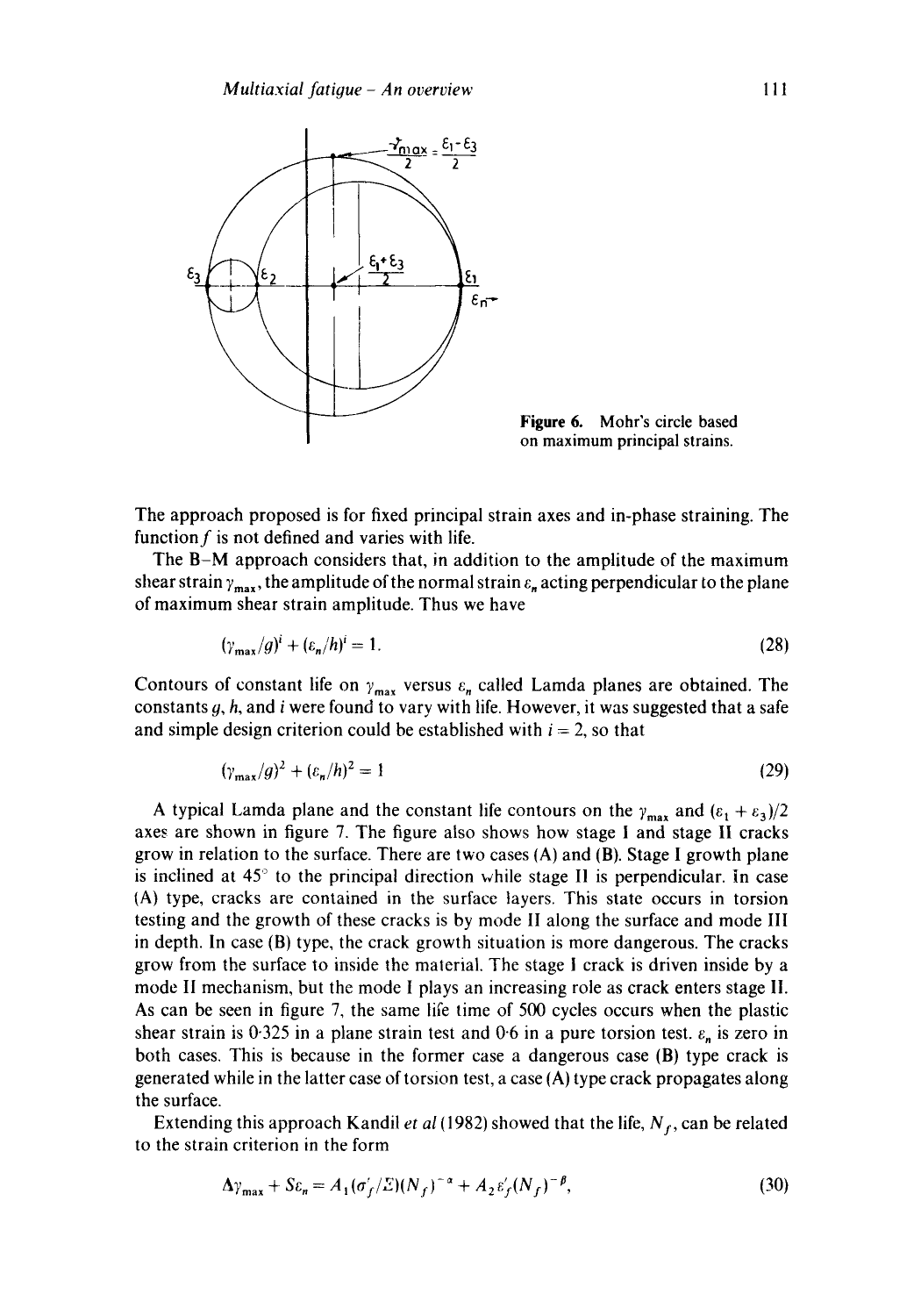Figure 6. Mohr's circle based on maximum principal strains.

The approach proposed is for fixed principal strain axes and in-phase straining. The function $f$ is not defined and varies with life.

The B–M approach considers that, in addition to the amplitude of the maximum shear strain $\gamma_{max}$, the amplitude of the normal strain $\varepsilon_n$ acting perpendicular to the plane of maximum shear strain amplitude. Thus we have

$$(\gamma_{max}/g)^i + (\varepsilon_n/h)^i = 1. \tag{28}$$

Contours of constant life on $\gamma_{max}$ versus $\varepsilon_n$ called Lamda planes are obtained. The constants $g$, $h$, and $i$ were found to vary with life. However, it was suggested that a safe and simple design criterion could be established with $i = 2$, so that

$$(\gamma_{max}/g)^2 + (\varepsilon_n/h)^2 = 1 \tag{29}$$

A typical Lamda plane and the constant life contours on the $\gamma_{max}$ and $(\varepsilon_1 + \varepsilon_3)/2$ axes are shown in figure 7. The figure also shows how stage I and stage II cracks grow in relation to the surface. There are two cases (A) and (B). Stage I growth plane is inclined at 45° to the principal direction while stage II is perpendicular. In case (A) type, cracks are contained in the surface layers. This state occurs in torsion testing and the growth of these cracks is by mode II along the surface and mode III in depth. In case (B) type, the crack growth situation is more dangerous. The cracks grow from the surface to inside the material. The stage I crack is driven inside by a mode II mechanism, but the mode I plays an increasing role as crack enters stage II. As can be seen in figure 7, the same life time of 500 cycles occurs when the plastic shear strain is 0·325 in a plane strain test and 0·6 in a pure torsion test. $\varepsilon_n$ is zero in both cases. This is because in the former case a dangerous case (B) type crack is generated while in the latter case of torsion test, a case (A) type crack propagates along the surface.

Extending this approach Kandil *et al* (1982) showed that the life, $N_f$, can be related to the strain criterion in the form

$$\Delta\gamma_{max} + S\varepsilon_n = A_1(\sigma_f'/E)(N_f)^{-\alpha} + A_2\varepsilon_f'(N_f)^{-\beta}, \tag{30}$$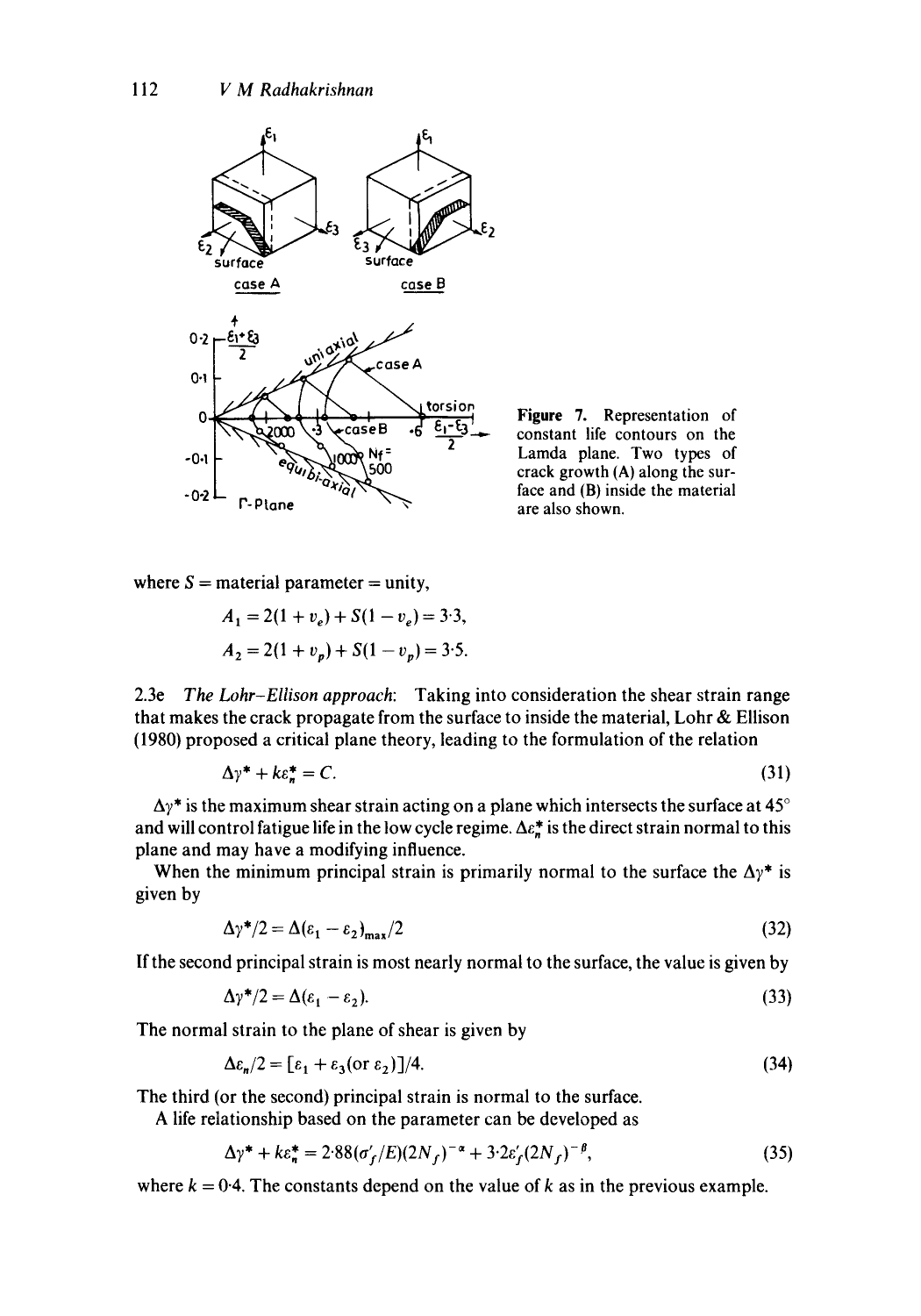Figure 7. Representation of constant life contours on the Lamda plane. Two types of crack growth (A) along the surface and (B) inside the material are also shown.

where $S$ = material parameter = unity,

$$A_1 = 2(1 + v_e) + S(1 - v_e) = 3{\cdot}3,$$

$$A_2 = 2(1 + v_p) + S(1 - v_p) = 3{\cdot}5.$$

2.3e *The Lohr–Ellison approach*: Taking into consideration the shear strain range that makes the crack propagate from the surface to inside the material, Lohr & Ellison (1980) proposed a critical plane theory, leading to the formulation of the relation

$$\Delta\gamma^* + k\varepsilon_n^* = C. \tag{31}$$

$\Delta\gamma^*$ is the maximum shear strain acting on a plane which intersects the surface at 45° and will control fatigue life in the low cycle regime. $\Delta\varepsilon_n^*$ is the direct strain normal to this plane and may have a modifying influence.

When the minimum principal strain is primarily normal to the surface the $\Delta\gamma^*$ is given by

$$\Delta\gamma^*/2 = \Delta(\varepsilon_1 - \varepsilon_2)_{\max}/2 \tag{32}$$

If the second principal strain is most nearly normal to the surface, the value is given by

$$\Delta\gamma^*/2 = \Delta(\varepsilon_1 - \varepsilon_2). \tag{33}$$

The normal strain to the plane of shear is given by

$$\Delta\varepsilon_n/2 = [\varepsilon_1 + \varepsilon_3(\text{or } \varepsilon_2)]/4. \tag{34}$$

The third (or the second) principal strain is normal to the surface.

A life relationship based on the parameter can be developed as

$$\Delta\gamma^* + k\varepsilon_n^* = 2{\cdot}88(\sigma_f'/E)(2N_f)^{-\alpha} + 3{\cdot}2\varepsilon_f'(2N_f)^{-\beta}, \tag{35}$$

where $k = 0{\cdot}4$. The constants depend on the value of $k$ as in the previous example.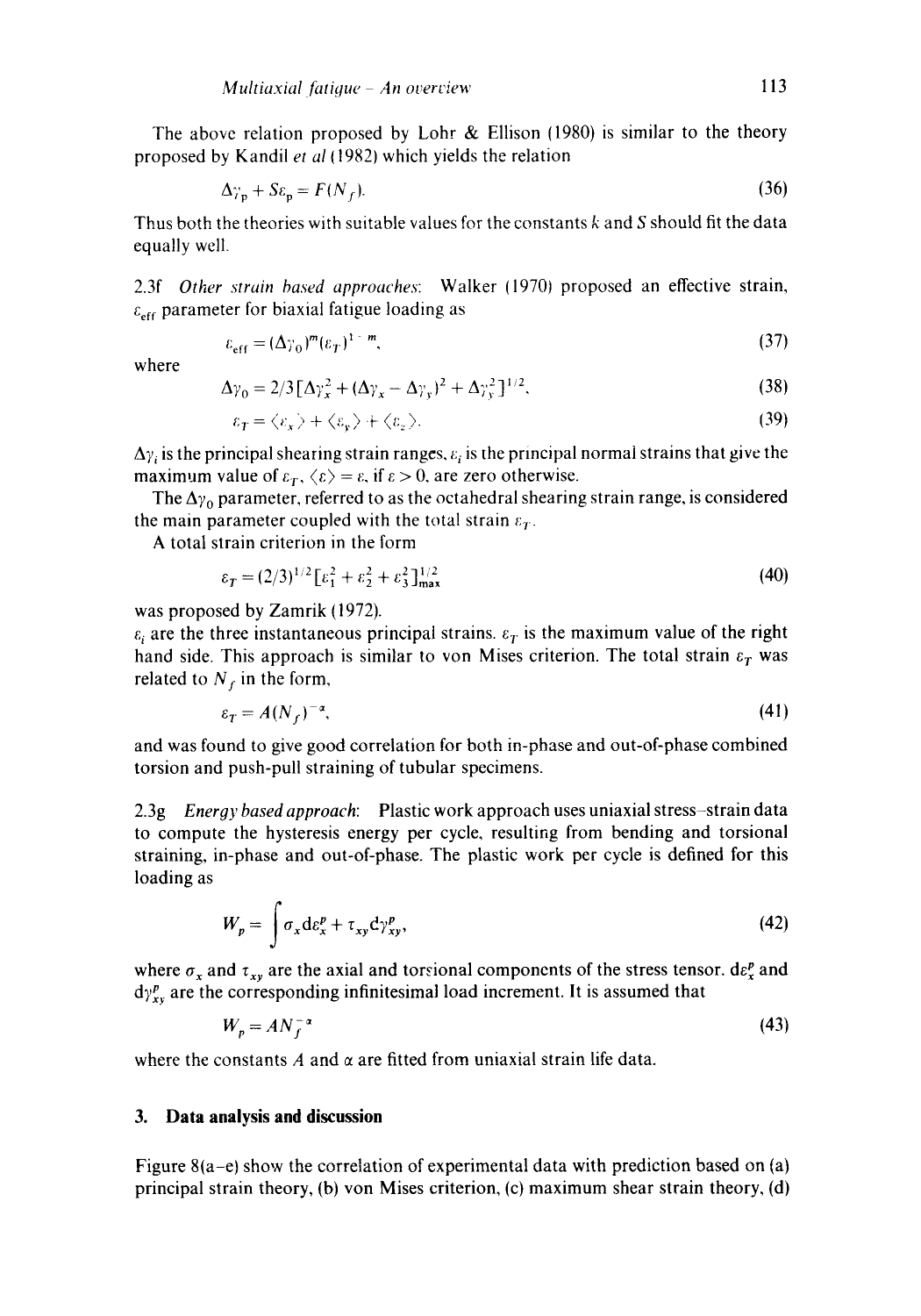The above relation proposed by Lohr & Ellison (1980) is similar to the theory proposed by Kandil *et al* (1982) which yields the relation

$$\Delta\gamma_p + S\varepsilon_p = F(N_f). \tag{36}$$

Thus both the theories with suitable values for the constants $k$ and $S$ should fit the data equally well.

2.3f *Other strain based approaches*: Walker (1970) proposed an effective strain, $\varepsilon_{eff}$ parameter for biaxial fatigue loading as

$$\varepsilon_{eff} = (\Delta\gamma_0)^m(\varepsilon_T)^{1-m}, \tag{37}$$

where

$$\Delta\gamma_0 = 2/3[\Delta\gamma_x^2 + (\Delta\gamma_x - \Delta\gamma_y)^2 + \Delta\gamma_y^2]^{1/2}, \tag{38}$$

$$\varepsilon_T = \langle\varepsilon_x\rangle + \langle\varepsilon_y\rangle + \langle\varepsilon_z\rangle. \tag{39}$$

$\Delta\gamma_i$ is the principal shearing strain ranges, $\varepsilon_i$ is the principal normal strains that give the maximum value of $\varepsilon_T$, $\langle\varepsilon\rangle = \varepsilon$, if $\varepsilon > 0$, are zero otherwise.

The $\Delta\gamma_0$ parameter, referred to as the octahedral shearing strain range, is considered the main parameter coupled with the total strain $\varepsilon_T$.

A total strain criterion in the form

$$\varepsilon_T = (2/3)^{1/2}[\varepsilon_1^2 + \varepsilon_2^2 + \varepsilon_3^2]_{max}^{1/2} \tag{40}$$

was proposed by Zamrik (1972).

$\varepsilon_i$ are the three instantaneous principal strains. $\varepsilon_T$ is the maximum value of the right hand side. This approach is similar to von Mises criterion. The total strain $\varepsilon_T$ was related to $N_f$ in the form,

$$\varepsilon_T = A(N_f)^{-\alpha}, \tag{41}$$

and was found to give good correlation for both in-phase and out-of-phase combined torsion and push-pull straining of tubular specimens.

2.3g *Energy based approach*: Plastic work approach uses uniaxial stress–strain data to compute the hysteresis energy per cycle, resulting from bending and torsional straining, in-phase and out-of-phase. The plastic work per cycle is defined for this loading as

$$W_p = \int \sigma_x d\varepsilon_x^p + \tau_{xy} d\gamma_{xy}^p, \tag{42}$$

where $\sigma_x$ and $\tau_{xy}$ are the axial and torsional components of the stress tensor. $d\varepsilon_x^p$ and $d\gamma_{xy}^p$ are the corresponding infinitesimal load increment. It is assumed that

$$W_p = AN_f^{-\alpha} \tag{43}$$

where the constants $A$ and $\alpha$ are fitted from uniaxial strain life data.

## 3. Data analysis and discussion

Figure 8(a–e) show the correlation of experimental data with prediction based on (a) principal strain theory, (b) von Mises criterion, (c) maximum shear strain theory, (d)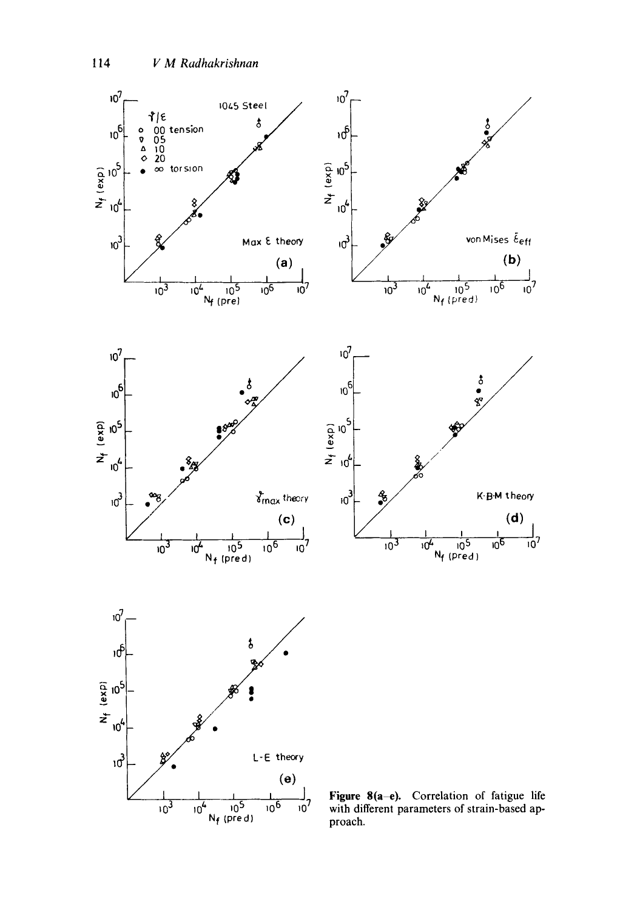**Figure 8(a–e).** Correlation of fatigue life with different parameters of strain-based approach.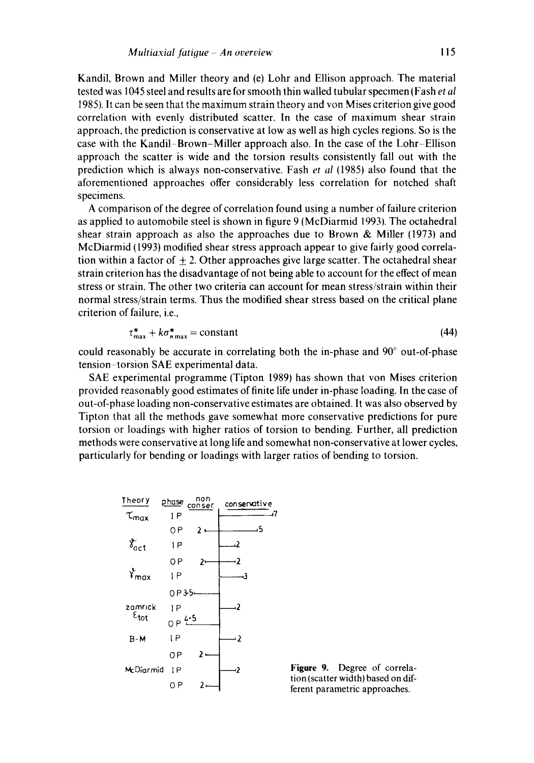Kandil, Brown and Miller theory and (e) Lohr and Ellison approach. The material tested was 1045 steel and results are for smooth thin walled tubular specimen (Fash *et al* 1985). It can be seen that the maximum strain theory and von Mises criterion give good correlation with evenly distributed scatter. In the case of maximum shear strain approach, the prediction is conservative at low as well as high cycles regions. So is the case with the Kandil–Brown–Miller approach also. In the case of the Lohr–Ellison approach the scatter is wide and the torsion results consistently fall out with the prediction which is always non-conservative. Fash *et al* (1985) also found that the aforementioned approaches offer considerably less correlation for notched shaft specimens.

A comparison of the degree of correlation found using a number of failure criterion as applied to automobile steel is shown in figure 9 (McDiarmid 1993). The octahedral shear strain approach as also the approaches due to Brown & Miller (1973) and McDiarmid (1993) modified shear stress approach appear to give fairly good correlation within a factor of $\pm 2$. Other approaches give large scatter. The octahedral shear strain criterion has the disadvantage of not being able to account for the effect of mean stress or strain. The other two criteria can account for mean stress/strain within their normal stress/strain terms. Thus the modified shear stress based on the critical plane criterion of failure, i.e.,

$$\tau^*_{\max} + k\sigma^*_{n\max} = \text{constant} \tag{44}$$

could reasonably be accurate in correlating both the in-phase and 90° out-of-phase tension–torsion SAE experimental data.

SAE experimental programme (Tipton 1989) has shown that von Mises criterion provided reasonably good estimates of finite life under in-phase loading. In the case of out-of-phase loading non-conservative estimates are obtained. It was also observed by Tipton that all the methods gave somewhat more conservative predictions for pure torsion or loadings with higher ratios of torsion to bending. Further, all prediction methods were conservative at long life and somewhat non-conservative at lower cycles, particularly for bending or loadings with larger ratios of bending to torsion.

| Theory | phase | non conser. | conservative |
|---|---|---|---|
| $\tau_{max}$ | IP | | 7 |
| | OP | 2 | 5 |
| $\gamma_{oct}$ | IP | | 2 |
| | OP | 2 | 2 |
| $\gamma_{max}$ | IP | | 3 |
| | OP | 3·5 | |
| zamrick $\varepsilon_{tot}$ | IP | | 2 |
| | OP | 4·5 | |
| B-M | IP | | 2 |
| | OP | 2 | |
| McDiarmid | IP | | 2 |
| | OP | 2 | |

**Figure 9.** Degree of correlation (scatter width) based on different parametric approaches.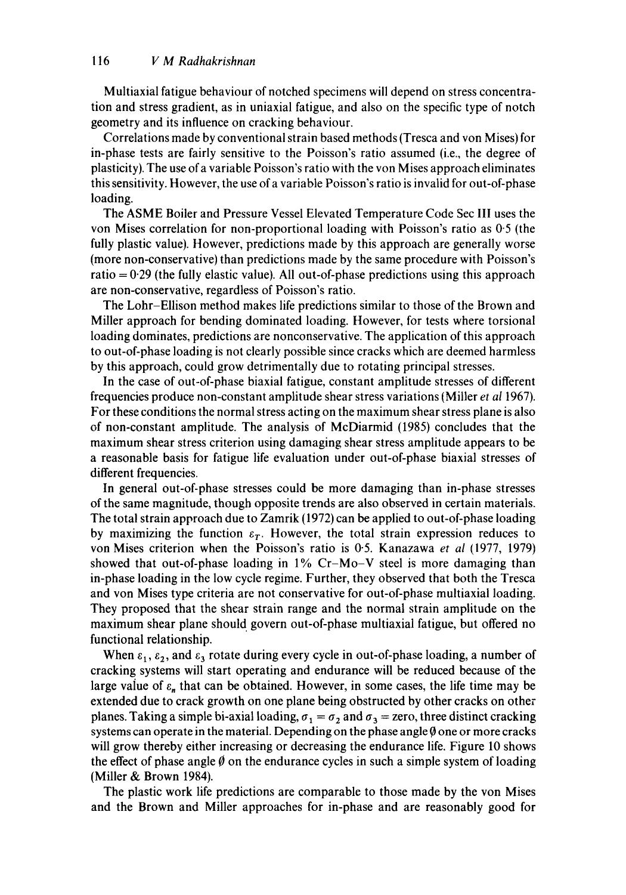Multiaxial fatigue behaviour of notched specimens will depend on stress concentration and stress gradient, as in uniaxial fatigue, and also on the specific type of notch geometry and its influence on cracking behaviour.

Correlations made by conventional strain based methods (Tresca and von Mises) for in-phase tests are fairly sensitive to the Poisson's ratio assumed (i.e., the degree of plasticity). The use of a variable Poisson's ratio with the von Mises approach eliminates this sensitivity. However, the use of a variable Poisson's ratio is invalid for out-of-phase loading.

The ASME Boiler and Pressure Vessel Elevated Temperature Code Sec III uses the von Mises correlation for non-proportional loading with Poisson's ratio as 0·5 (the fully plastic value). However, predictions made by this approach are generally worse (more non-conservative) than predictions made by the same procedure with Poisson's ratio = 0·29 (the fully elastic value). All out-of-phase predictions using this approach are non-conservative, regardless of Poisson's ratio.

The Lohr–Ellison method makes life predictions similar to those of the Brown and Miller approach for bending dominated loading. However, for tests where torsional loading dominates, predictions are nonconservative. The application of this approach to out-of-phase loading is not clearly possible since cracks which are deemed harmless by this approach, could grow detrimentally due to rotating principal stresses.

In the case of out-of-phase biaxial fatigue, constant amplitude stresses of different frequencies produce non-constant amplitude shear stress variations (Miller *et al* 1967). For these conditions the normal stress acting on the maximum shear stress plane is also of non-constant amplitude. The analysis of McDiarmid (1985) concludes that the maximum shear stress criterion using damaging shear stress amplitude appears to be a reasonable basis for fatigue life evaluation under out-of-phase biaxial stresses of different frequencies.

In general out-of-phase stresses could be more damaging than in-phase stresses of the same magnitude, though opposite trends are also observed in certain materials. The total strain approach due to Zamrik (1972) can be applied to out-of-phase loading by maximizing the function $\varepsilon_T$. However, the total strain expression reduces to von Mises criterion when the Poisson's ratio is 0·5. Kanazawa *et al* (1977, 1979) showed that out-of-phase loading in 1% Cr–Mo–V steel is more damaging than in-phase loading in the low cycle regime. Further, they observed that both the Tresca and von Mises type criteria are not conservative for out-of-phase multiaxial loading. They proposed that the shear strain range and the normal strain amplitude on the maximum shear plane should govern out-of-phase multiaxial fatigue, but offered no functional relationship.

When $\varepsilon_1$, $\varepsilon_2$, and $\varepsilon_3$ rotate during every cycle in out-of-phase loading, a number of cracking systems will start operating and endurance will be reduced because of the large value of $\varepsilon_n$ that can be obtained. However, in some cases, the life time may be extended due to crack growth on one plane being obstructed by other cracks on other planes. Taking a simple bi-axial loading, $\sigma_1 = \sigma_2$ and $\sigma_3$ = zero, three distinct cracking systems can operate in the material. Depending on the phase angle $\emptyset$ one or more cracks will grow thereby either increasing or decreasing the endurance life. Figure 10 shows the effect of phase angle $\emptyset$ on the endurance cycles in such a simple system of loading (Miller & Brown 1984).

The plastic work life predictions are comparable to those made by the von Mises and the Brown and Miller approaches for in-phase and are reasonably good for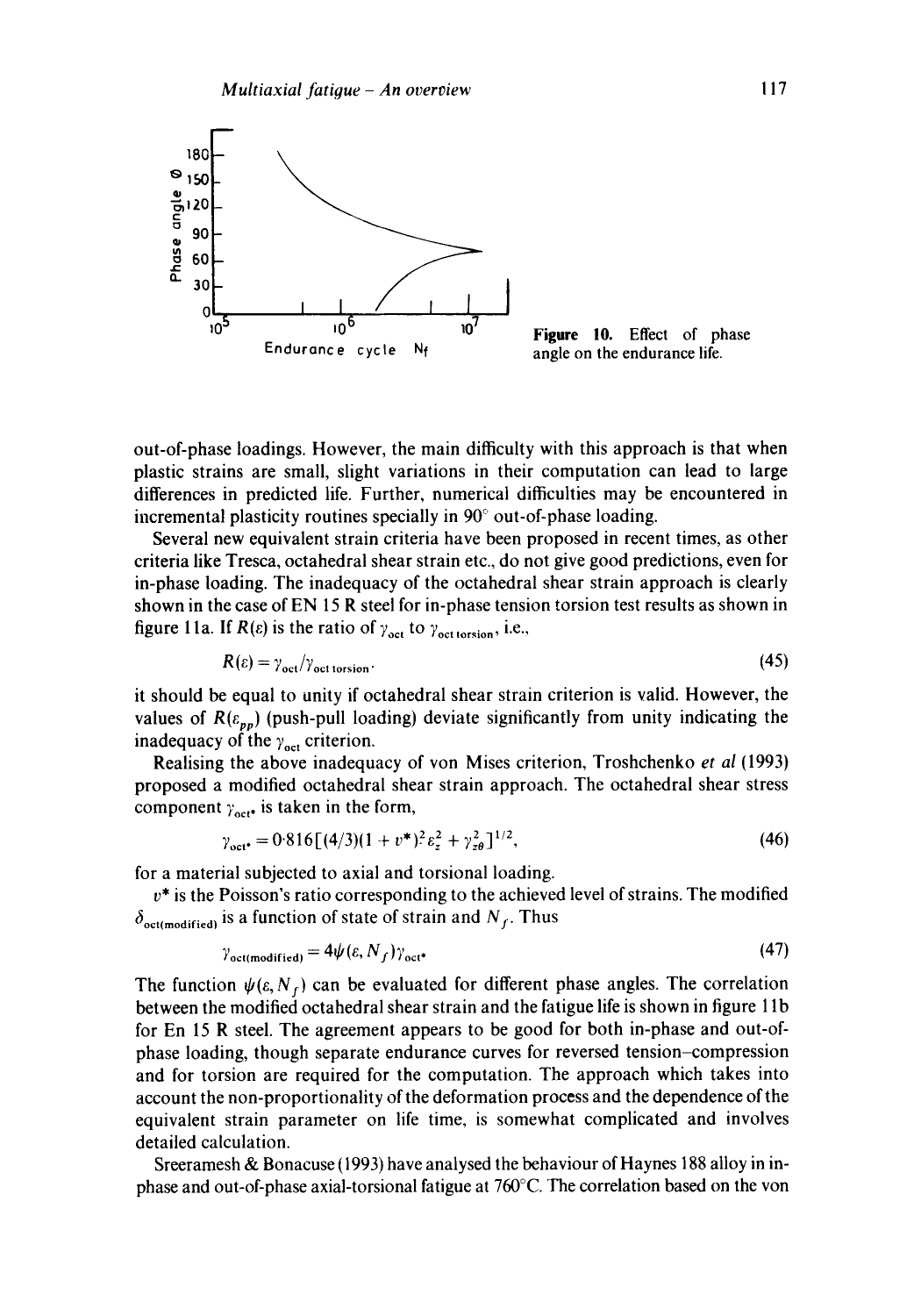Figure 10. Effect of phase angle on the endurance life.

out-of-phase loadings. However, the main difficulty with this approach is that when plastic strains are small, slight variations in their computation can lead to large differences in predicted life. Further, numerical difficulties may be encountered in incremental plasticity routines specially in 90° out-of-phase loading.

Several new equivalent strain criteria have been proposed in recent times, as other criteria like Tresca, octahedral shear strain etc., do not give good predictions, even for in-phase loading. The inadequacy of the octahedral shear strain approach is clearly shown in the case of EN 15 R steel for in-phase tension torsion test results as shown in figure 11a. If $R(\varepsilon)$ is the ratio of $\gamma_{oct}$ to $\gamma_{oct\,torsion}$, i.e.,

$$R(\varepsilon) = \gamma_{oct}/\gamma_{oct\,torsion}. \tag{45}$$

it should be equal to unity if octahedral shear strain criterion is valid. However, the values of $R(\varepsilon_{pp})$ (push-pull loading) deviate significantly from unity indicating the inadequacy of the $\gamma_{oct}$ criterion.

Realising the above inadequacy of von Mises criterion, Troshchenko *et al* (1993) proposed a modified octahedral shear strain approach. The octahedral shear stress component $\gamma_{oct^*}$ is taken in the form,

$$\gamma_{oct^*} = 0{\cdot}816[(4/3)(1 + v^*)^2\varepsilon_z^2 + \gamma_{z\theta}^2]^{1/2}, \tag{46}$$

for a material subjected to axial and torsional loading.

$v^*$ is the Poisson's ratio corresponding to the achieved level of strains. The modified $\delta_{oct(modified)}$ is a function of state of strain and $N_f$. Thus

$$\gamma_{oct(modified)} = 4\psi(\varepsilon, N_f)\gamma_{oct^*} \tag{47}$$

The function $\psi(\varepsilon, N_f)$ can be evaluated for different phase angles. The correlation between the modified octahedral shear strain and the fatigue life is shown in figure 11b for En 15 R steel. The agreement appears to be good for both in-phase and out-of-phase loading, though separate endurance curves for reversed tension–compression and for torsion are required for the computation. The approach which takes into account the non-proportionality of the deformation process and the dependence of the equivalent strain parameter on life time, is somewhat complicated and involves detailed calculation.

Sreeramesh & Bonacuse (1993) have analysed the behaviour of Haynes 188 alloy in in-phase and out-of-phase axial-torsional fatigue at 760°C. The correlation based on the von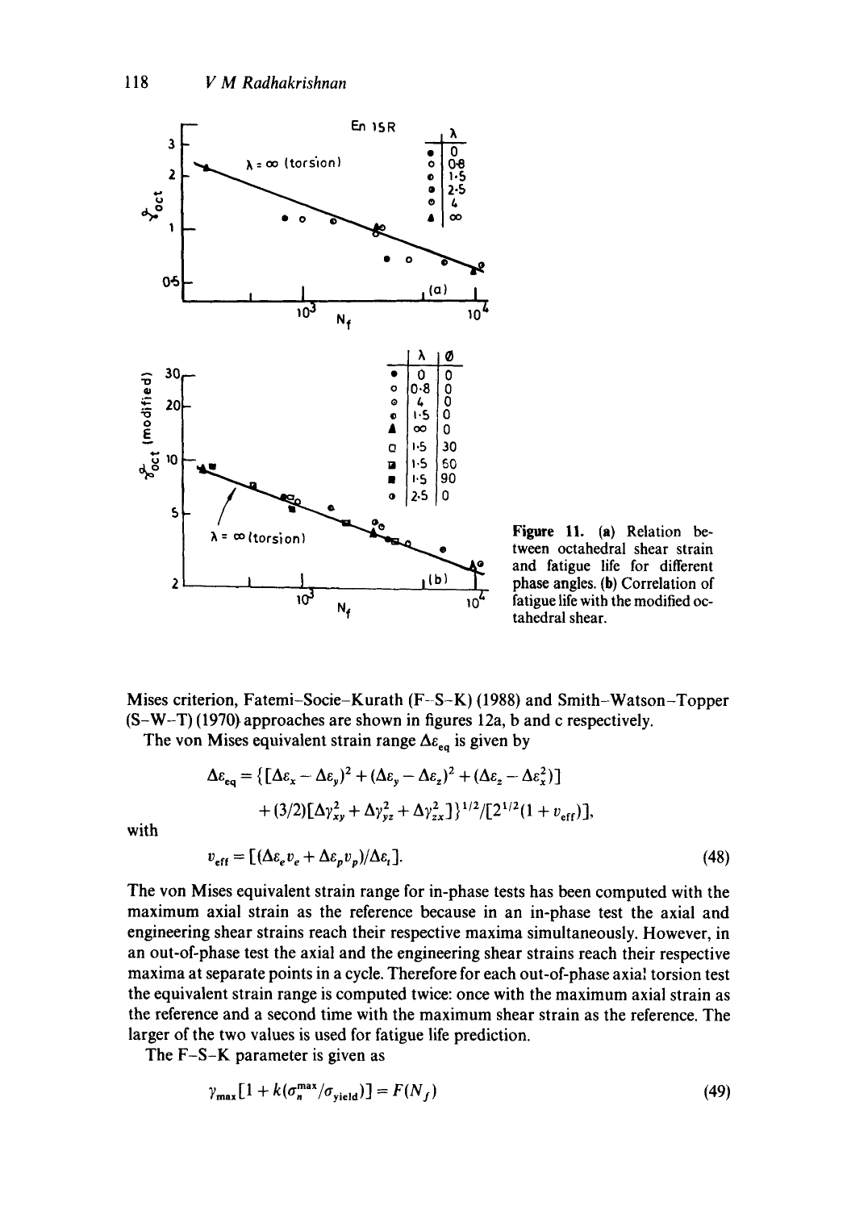Figure 11. (a) Relation between octahedral shear strain and fatigue life for different phase angles. (b) Correlation of fatigue life with the modified octahedral shear.

Mises criterion, Fatemi–Socie–Kurath (F–S–K) (1988) and Smith–Watson–Topper (S–W–T) (1970) approaches are shown in figures 12a, b and c respectively.

The von Mises equivalent strain range $\Delta\varepsilon_{eq}$ is given by

$$\Delta\varepsilon_{eq} = \{[\Delta\varepsilon_x - \Delta\varepsilon_y)^2 + (\Delta\varepsilon_y - \Delta\varepsilon_z)^2 + (\Delta\varepsilon_z - \Delta\varepsilon_x^2)] + (3/2)[\Delta\gamma_{xy}^2 + \Delta\gamma_{yz}^2 + \Delta\gamma_{zx}^2]\}^{1/2}/[2^{1/2}(1 + v_{eff})],$$

with

$$v_{eff} = [(\Delta\varepsilon_e v_e + \Delta\varepsilon_p v_p)/\Delta\varepsilon_t]. \tag{48}$$

The von Mises equivalent strain range for in-phase tests has been computed with the maximum axial strain as the reference because in an in-phase test the axial and engineering shear strains reach their respective maxima simultaneously. However, in an out-of-phase test the axial and the engineering shear strains reach their respective maxima at separate points in a cycle. Therefore for each out-of-phase axial torsion test the equivalent strain range is computed twice: once with the maximum axial strain as the reference and a second time with the maximum shear strain as the reference. The larger of the two values is used for fatigue life prediction.

The F–S–K parameter is given as

$$\gamma_{max}[1 + k(\sigma_n^{max}/\sigma_{yield})] = F(N_f) \tag{49}$$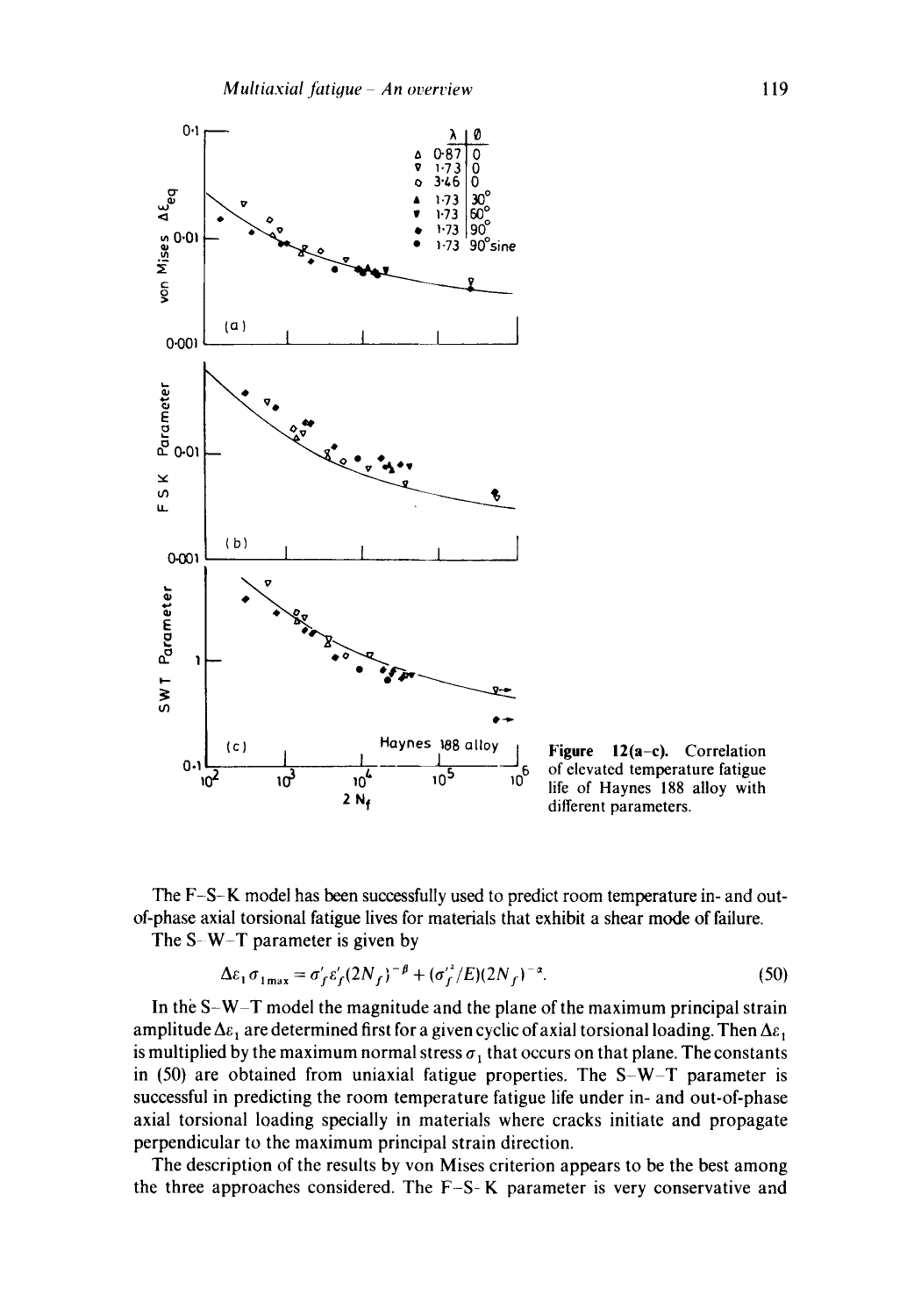Figure 12(a–c). Correlation of elevated temperature fatigue life of Haynes 188 alloy with different parameters.

The F–S–K model has been successfully used to predict room temperature in- and out-of-phase axial torsional fatigue lives for materials that exhibit a shear mode of failure.

The S–W–T parameter is given by

$$\Delta\varepsilon_1 \sigma_{1\max} = \sigma'_f \varepsilon'_f (2N_f)^{-\beta} + (\sigma'^2_f / E)(2N_f)^{-\alpha}. \tag{50}$$

In the S–W–T model the magnitude and the plane of the maximum principal strain amplitude $\Delta\varepsilon_1$ are determined first for a given cyclic of axial torsional loading. Then $\Delta\varepsilon_1$ is multiplied by the maximum normal stress $\sigma_1$ that occurs on that plane. The constants in (50) are obtained from uniaxial fatigue properties. The S–W–T parameter is successful in predicting the room temperature fatigue life under in- and out-of-phase axial torsional loading specially in materials where cracks initiate and propagate perpendicular to the maximum principal strain direction.

The description of the results by von Mises criterion appears to be the best among the three approaches considered. The F–S–K parameter is very conservative and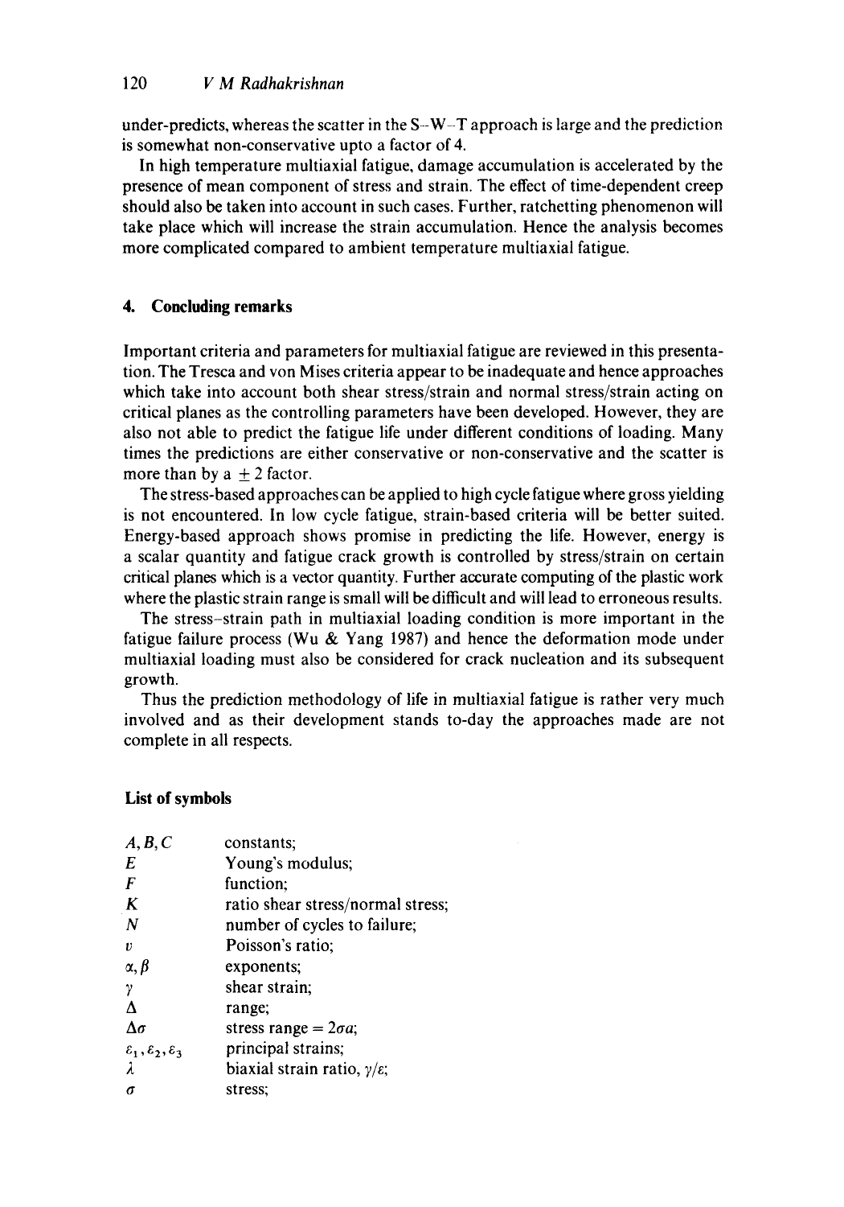under-predicts, whereas the scatter in the S–W–T approach is large and the prediction is somewhat non-conservative upto a factor of 4.

In high temperature multiaxial fatigue, damage accumulation is accelerated by the presence of mean component of stress and strain. The effect of time-dependent creep should also be taken into account in such cases. Further, ratchetting phenomenon will take place which will increase the strain accumulation. Hence the analysis becomes more complicated compared to ambient temperature multiaxial fatigue.

## 4. Concluding remarks

Important criteria and parameters for multiaxial fatigue are reviewed in this presentation. The Tresca and von Mises criteria appear to be inadequate and hence approaches which take into account both shear stress/strain and normal stress/strain acting on critical planes as the controlling parameters have been developed. However, they are also not able to predict the fatigue life under different conditions of loading. Many times the predictions are either conservative or non-conservative and the scatter is more than by a $\pm 2$ factor.

The stress-based approaches can be applied to high cycle fatigue where gross yielding is not encountered. In low cycle fatigue, strain-based criteria will be better suited. Energy-based approach shows promise in predicting the life. However, energy is a scalar quantity and fatigue crack growth is controlled by stress/strain on certain critical planes which is a vector quantity. Further accurate computing of the plastic work where the plastic strain range is small will be difficult and will lead to erroneous results.

The stress–strain path in multiaxial loading condition is more important in the fatigue failure process (Wu & Yang 1987) and hence the deformation mode under multiaxial loading must also be considered for crack nucleation and its subsequent growth.

Thus the prediction methodology of life in multiaxial fatigue is rather very much involved and as their development stands to-day the approaches made are not complete in all respects.

### List of symbols

| | |
|---|---|
| $A, B, C$ | constants; |
| $E$ | Young's modulus; |
| $F$ | function; |
| $K$ | ratio shear stress/normal stress; |
| $N$ | number of cycles to failure; |
| $v$ | Poisson's ratio; |
| $\alpha, \beta$ | exponents; |
| $\gamma$ | shear strain; |
| $\Delta$ | range; |
| $\Delta\sigma$ | stress range $= 2\sigma a$; |
| $\varepsilon_1, \varepsilon_2, \varepsilon_3$ | principal strains; |
| $\lambda$ | biaxial strain ratio, $\gamma/\varepsilon$; |
| $\sigma$ | stress; |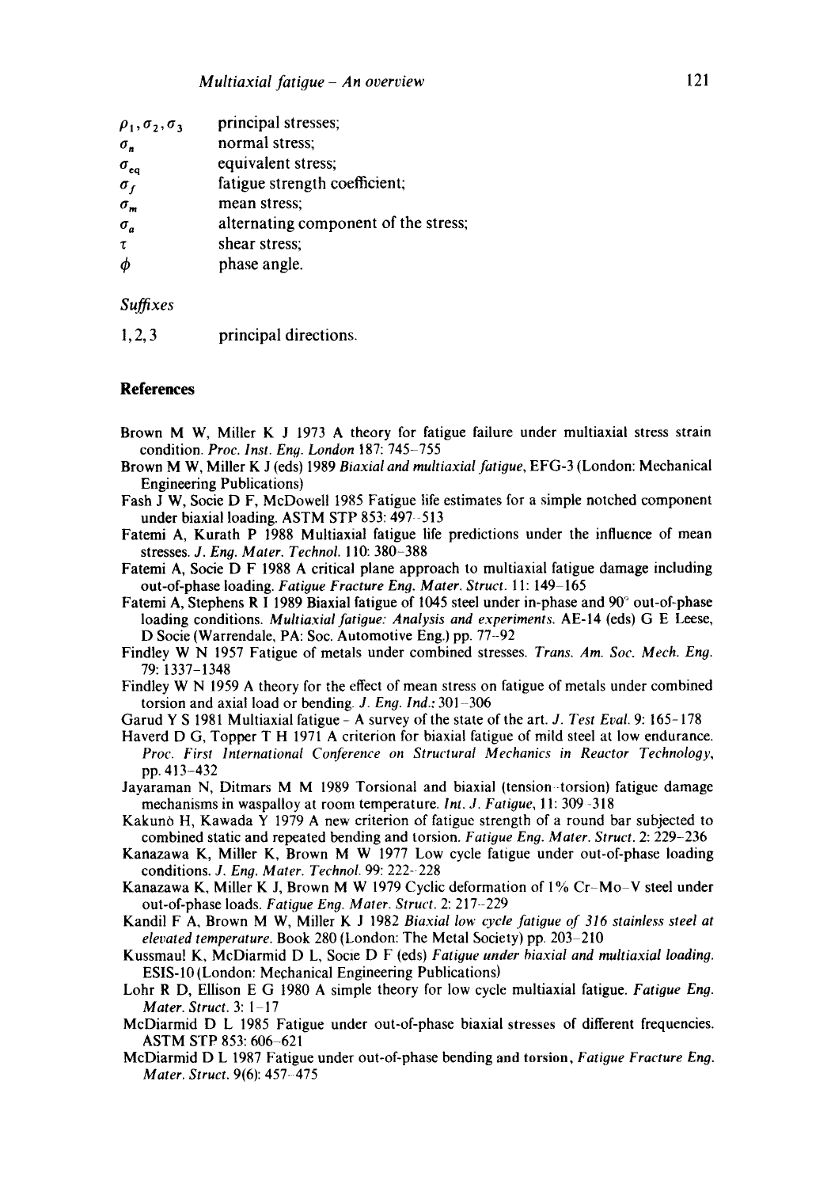| | |
|---|---|
| $\rho_1, \sigma_2, \sigma_3$ | principal stresses; |
| $\sigma_n$ | normal stress; |
| $\sigma_{eq}$ | equivalent stress; |
| $\sigma_f$ | fatigue strength coefficient; |
| $\sigma_m$ | mean stress; |
| $\sigma_a$ | alternating component of the stress; |
| $\tau$ | shear stress; |
| $\phi$ | phase angle. |

*Suffixes*

| | |
|---|---|
| 1, 2, 3 | principal directions. |

## References

Brown M W, Miller K J 1973 A theory for fatigue failure under multiaxial stress strain condition. *Proc. Inst. Eng. London* 187: 745–755

Brown M W, Miller K J (eds) 1989 *Biaxial and multiaxial fatigue*, EFG-3 (London: Mechanical Engineering Publications)

Fash J W, Socie D F, McDowell 1985 Fatigue life estimates for a simple notched component under biaxial loading. ASTM STP 853: 497–513

Fatemi A, Kurath P 1988 Multiaxial fatigue life predictions under the influence of mean stresses. *J. Eng. Mater. Technol.* 110: 380–388

Fatemi A, Socie D F 1988 A critical plane approach to multiaxial fatigue damage including out-of-phase loading. *Fatigue Fracture Eng. Mater. Struct.* 11: 149–165

Fatemi A, Stephens R I 1989 Biaxial fatigue of 1045 steel under in-phase and 90° out-of-phase loading conditions. *Multiaxial fatigue: Analysis and experiments.* AE-14 (eds) G E Leese, D Socie (Warrendale, PA: Soc. Automotive Eng.) pp. 77–92

Findley W N 1957 Fatigue of metals under combined stresses. *Trans. Am. Soc. Mech. Eng.* 79: 1337–1348

Findley W N 1959 A theory for the effect of mean stress on fatigue of metals under combined torsion and axial load or bending. *J. Eng. Ind.*: 301–306

Garud Y S 1981 Multiaxial fatigue – A survey of the state of the art. *J. Test Eval.* 9: 165–178

Haverd D G, Topper T H 1971 A criterion for biaxial fatigue of mild steel at low endurance. *Proc. First International Conference on Structural Mechanics in Reactor Technology*, pp. 413–432

Jayaraman N, Ditmars M M 1989 Torsional and biaxial (tension–torsion) fatigue damage mechanisms in waspalloy at room temperature. *Int. J. Fatigue*, 11: 309–318

Kakunò H, Kawada Y 1979 A new criterion of fatigue strength of a round bar subjected to combined static and repeated bending and torsion. *Fatigue Eng. Mater. Struct.* 2: 229–236

Kanazawa K, Miller K, Brown M W 1977 Low cycle fatigue under out-of-phase loading conditions. *J. Eng. Mater. Technol.* 99: 222–228

Kanazawa K, Miller K J, Brown M W 1979 Cyclic deformation of 1% Cr–Mo–V steel under out-of-phase loads. *Fatigue Eng. Mater. Struct.* 2: 217–229

Kandil F A, Brown M W, Miller K J 1982 *Biaxial low cycle fatigue of 316 stainless steel at elevated temperature.* Book 280 (London: The Metal Society) pp. 203–210

Kussmaul K, McDiarmid D L, Socie D F (eds) *Fatigue under biaxial and multiaxial loading.* ESIS-10 (London: Mechanical Engineering Publications)

Lohr R D, Ellison E G 1980 A simple theory for low cycle multiaxial fatigue. *Fatigue Eng. Mater. Struct.* 3: 1–17

McDiarmid D L 1985 Fatigue under out-of-phase biaxial stresses of different frequencies. ASTM STP 853: 606–621

McDiarmid D L 1987 Fatigue under out-of-phase bending and torsion, *Fatigue Fracture Eng. Mater. Struct.* 9(6): 457–475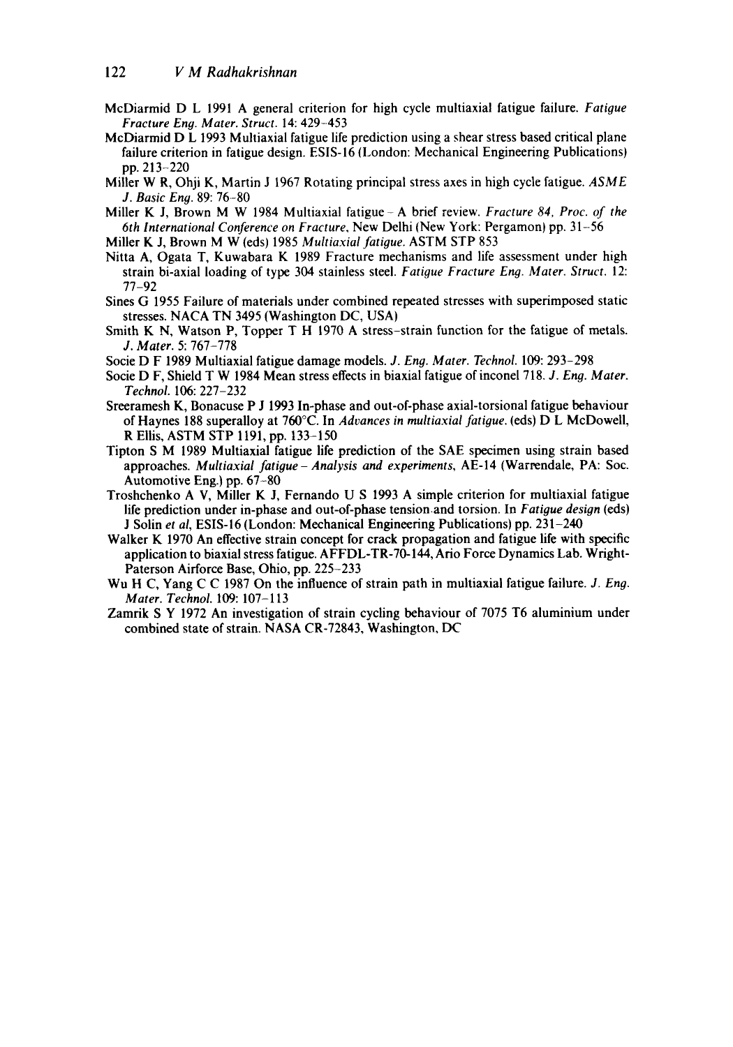McDiarmid D L 1991 A general criterion for high cycle multiaxial fatigue failure. *Fatigue Fracture Eng. Mater. Struct.* 14: 429–453

McDiarmid D L 1993 Multiaxial fatigue life prediction using a shear stress based critical plane failure criterion in fatigue design. ESIS-16 (London: Mechanical Engineering Publications) pp. 213–220

Miller W R, Ohji K, Martin J 1967 Rotating principal stress axes in high cycle fatigue. *ASME J. Basic Eng.* 89: 76–80

Miller K J, Brown M W 1984 Multiaxial fatigue – A brief review. *Fracture 84, Proc. of the 6th International Conference on Fracture*, New Delhi (New York: Pergamon) pp. 31–56

Miller K J, Brown M W (eds) 1985 *Multiaxial fatigue*. ASTM STP 853

Nitta A, Ogata T, Kuwabara K 1989 Fracture mechanisms and life assessment under high strain bi-axial loading of type 304 stainless steel. *Fatigue Fracture Eng. Mater. Struct.* 12: 77–92

Sines G 1955 Failure of materials under combined repeated stresses with superimposed static stresses. NACA TN 3495 (Washington DC, USA)

Smith K N, Watson P, Topper T H 1970 A stress–strain function for the fatigue of metals. *J. Mater.* 5: 767–778

Socie D F 1989 Multiaxial fatigue damage models. *J. Eng. Mater. Technol.* 109: 293–298

Socie D F, Shield T W 1984 Mean stress effects in biaxial fatigue of inconel 718. *J. Eng. Mater. Technol.* 106: 227–232

Sreeramesh K, Bonacuse P J 1993 In-phase and out-of-phase axial-torsional fatigue behaviour of Haynes 188 superalloy at 760°C. In *Advances in multiaxial fatigue*. (eds) D L McDowell, R Ellis, ASTM STP 1191, pp. 133–150

Tipton S M 1989 Multiaxial fatigue life prediction of the SAE specimen using strain based approaches. *Multiaxial fatigue – Analysis and experiments*, AE-14 (Warrendale, PA: Soc. Automotive Eng.) pp. 67–80

Troshchenko A V, Miller K J, Fernando U S 1993 A simple criterion for multiaxial fatigue life prediction under in-phase and out-of-phase tension and torsion. In *Fatigue design* (eds) J Solin *et al*, ESIS-16 (London: Mechanical Engineering Publications) pp. 231–240

Walker K 1970 An effective strain concept for crack propagation and fatigue life with specific application to biaxial stress fatigue. AFFDL-TR-70-144, Ario Force Dynamics Lab. Wright-Paterson Airforce Base, Ohio, pp. 225–233

Wu H C, Yang C C 1987 On the influence of strain path in multiaxial fatigue failure. *J. Eng. Mater. Technol.* 109: 107–113

Zamrik S Y 1972 An investigation of strain cycling behaviour of 7075 T6 aluminium under combined state of strain. NASA CR-72843, Washington, DC